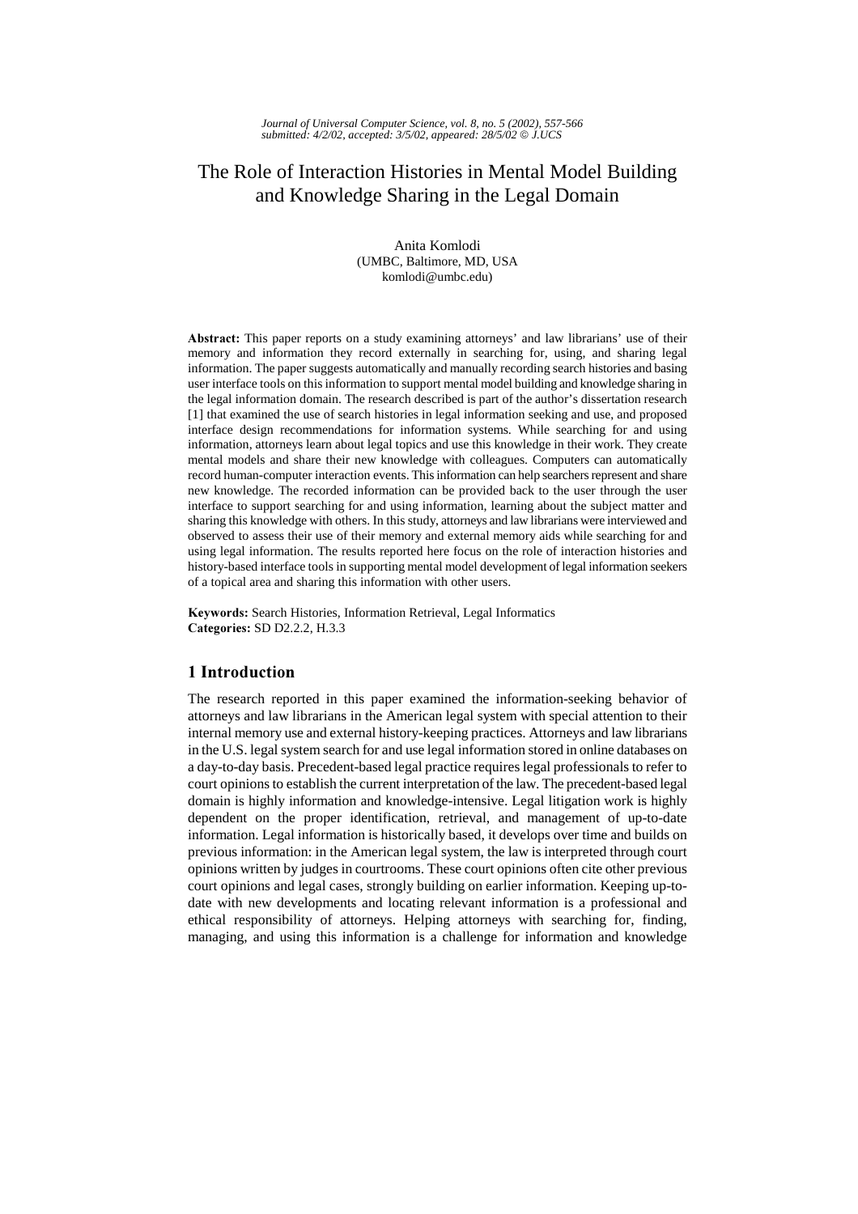# The Role of Interaction Histories in Mental Model Building and Knowledge Sharing in the Legal Domain

Anita Komlodi  
(UMBC, Baltimore, MD, USA  
komlodi@umbc.edu)

**Abstract:** This paper reports on a study examining attorneys' and law librarians' use of their memory and information they record externally in searching for, using, and sharing legal information. The paper suggests automatically and manually recording search histories and basing user interface tools on this information to support mental model building and knowledge sharing in the legal information domain. The research described is part of the author's dissertation research [1] that examined the use of search histories in legal information seeking and use, and proposed interface design recommendations for information systems. While searching for and using information, attorneys learn about legal topics and use this knowledge in their work. They create mental models and share their new knowledge with colleagues. Computers can automatically record human-computer interaction events. This information can help searchers represent and share new knowledge. The recorded information can be provided back to the user through the user interface to support searching for and using information, learning about the subject matter and sharing this knowledge with others. In this study, attorneys and law librarians were interviewed and observed to assess their use of their memory and external memory aids while searching for and using legal information. The results reported here focus on the role of interaction histories and history-based interface tools in supporting mental model development of legal information seekers of a topical area and sharing this information with other users.

**Keywords:** Search Histories, Information Retrieval, Legal Informatics  
**Categories:** SD D2.2.2, H.3.3

## 1 Introduction

The research reported in this paper examined the information-seeking behavior of attorneys and law librarians in the American legal system with special attention to their internal memory use and external history-keeping practices. Attorneys and law librarians in the U.S. legal system search for and use legal information stored in online databases on a day-to-day basis. Precedent-based legal practice requires legal professionals to refer to court opinions to establish the current interpretation of the law. The precedent-based legal domain is highly information and knowledge-intensive. Legal litigation work is highly dependent on the proper identification, retrieval, and management of up-to-date information. Legal information is historically based, it develops over time and builds on previous information: in the American legal system, the law is interpreted through court opinions written by judges in courtrooms. These court opinions often cite other previous court opinions and legal cases, strongly building on earlier information. Keeping up-to-date with new developments and locating relevant information is a professional and ethical responsibility of attorneys. Helping attorneys with searching for, finding, managing, and using this information is a challenge for information and knowledge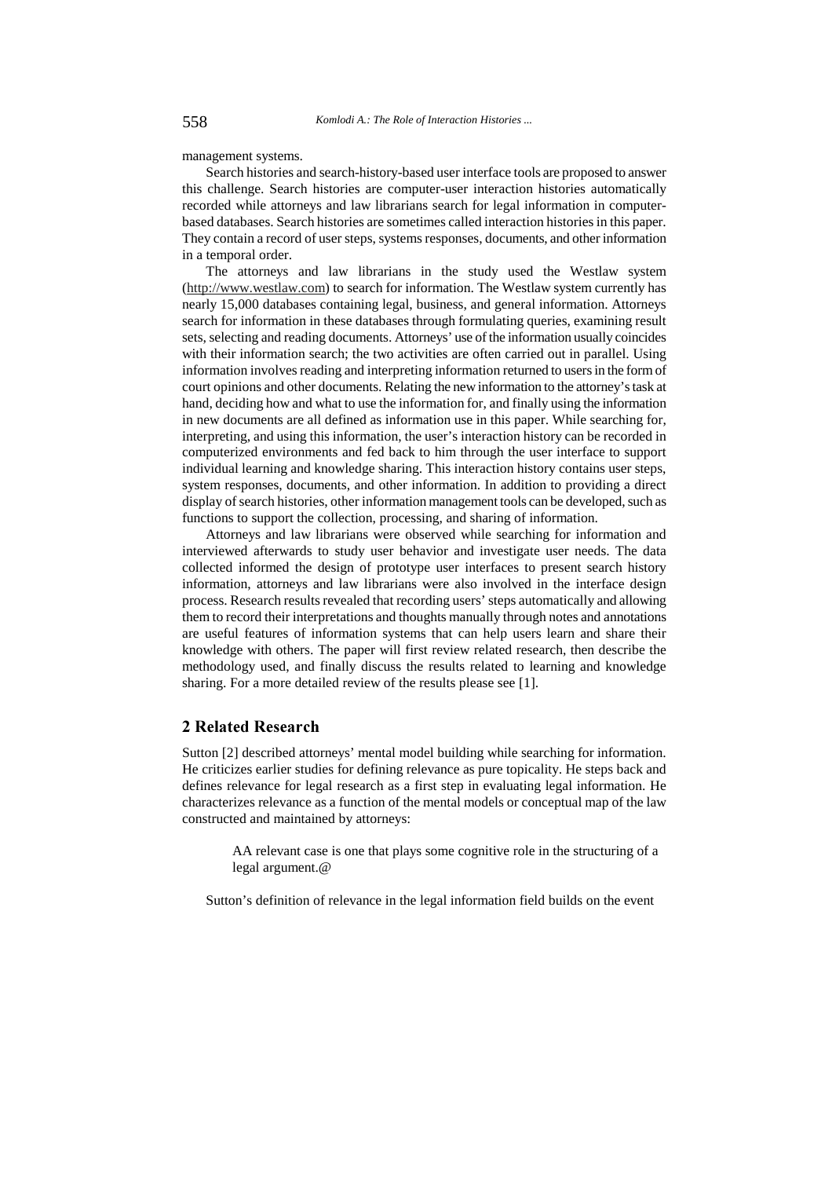management systems.

Search histories and search-history-based user interface tools are proposed to answer this challenge. Search histories are computer-user interaction histories automatically recorded while attorneys and law librarians search for legal information in computer-based databases. Search histories are sometimes called interaction histories in this paper. They contain a record of user steps, systems responses, documents, and other information in a temporal order.

The attorneys and law librarians in the study used the Westlaw system (http://www.westlaw.com) to search for information. The Westlaw system currently has nearly 15,000 databases containing legal, business, and general information. Attorneys search for information in these databases through formulating queries, examining result sets, selecting and reading documents. Attorneys' use of the information usually coincides with their information search; the two activities are often carried out in parallel. Using information involves reading and interpreting information returned to users in the form of court opinions and other documents. Relating the new information to the attorney's task at hand, deciding how and what to use the information for, and finally using the information in new documents are all defined as information use in this paper. While searching for, interpreting, and using this information, the user's interaction history can be recorded in computerized environments and fed back to him through the user interface to support individual learning and knowledge sharing. This interaction history contains user steps, system responses, documents, and other information. In addition to providing a direct display of search histories, other information management tools can be developed, such as functions to support the collection, processing, and sharing of information.

Attorneys and law librarians were observed while searching for information and interviewed afterwards to study user behavior and investigate user needs. The data collected informed the design of prototype user interfaces to present search history information, attorneys and law librarians were also involved in the interface design process. Research results revealed that recording users' steps automatically and allowing them to record their interpretations and thoughts manually through notes and annotations are useful features of information systems that can help users learn and share their knowledge with others. The paper will first review related research, then describe the methodology used, and finally discuss the results related to learning and knowledge sharing. For a more detailed review of the results please see [1].

## 2 Related Research

Sutton [2] described attorneys' mental model building while searching for information. He criticizes earlier studies for defining relevance as pure topicality. He steps back and defines relevance for legal research as a first step in evaluating legal information. He characterizes relevance as a function of the mental models or conceptual map of the law constructed and maintained by attorneys:

> AA relevant case is one that plays some cognitive role in the structuring of a legal argument.@

Sutton's definition of relevance in the legal information field builds on the event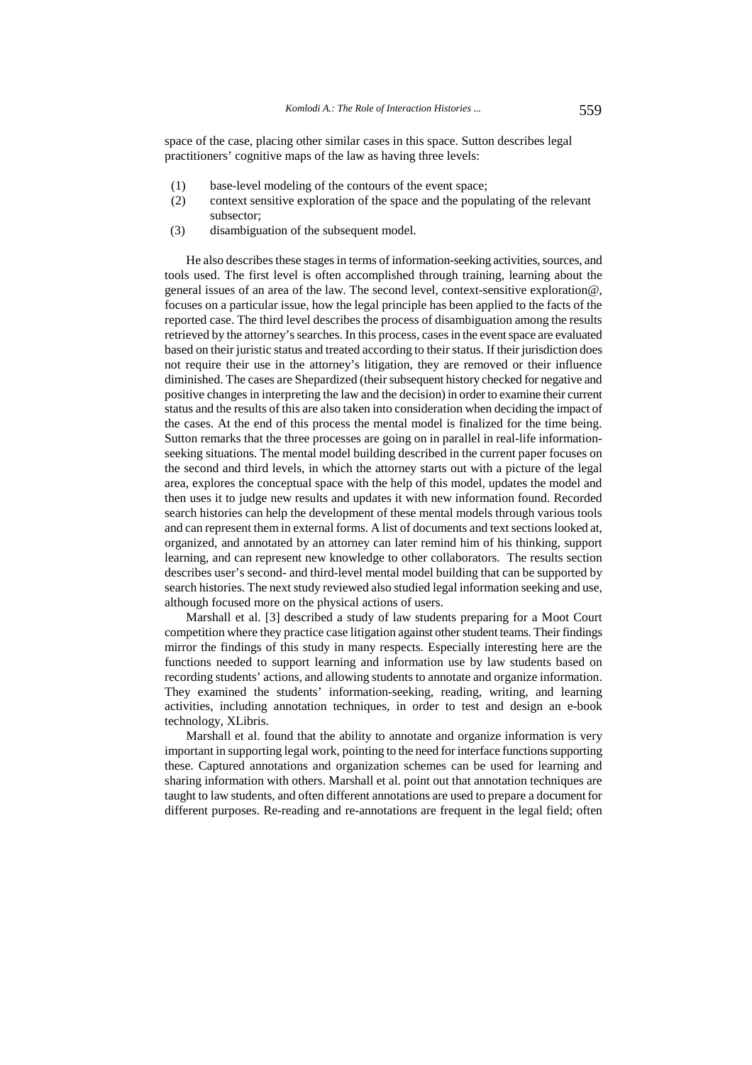space of the case, placing other similar cases in this space. Sutton describes legal practitioners' cognitive maps of the law as having three levels:

(1) base-level modeling of the contours of the event space;
(2) context sensitive exploration of the space and the populating of the relevant subsector;
(3) disambiguation of the subsequent model.

He also describes these stages in terms of information-seeking activities, sources, and tools used. The first level is often accomplished through training, learning about the general issues of an area of the law. The second level, context-sensitive exploration@, focuses on a particular issue, how the legal principle has been applied to the facts of the reported case. The third level describes the process of disambiguation among the results retrieved by the attorney's searches. In this process, cases in the event space are evaluated based on their juristic status and treated according to their status. If their jurisdiction does not require their use in the attorney's litigation, they are removed or their influence diminished. The cases are Shepardized (their subsequent history checked for negative and positive changes in interpreting the law and the decision) in order to examine their current status and the results of this are also taken into consideration when deciding the impact of the cases. At the end of this process the mental model is finalized for the time being. Sutton remarks that the three processes are going on in parallel in real-life information-seeking situations. The mental model building described in the current paper focuses on the second and third levels, in which the attorney starts out with a picture of the legal area, explores the conceptual space with the help of this model, updates the model and then uses it to judge new results and updates it with new information found. Recorded search histories can help the development of these mental models through various tools and can represent them in external forms. A list of documents and text sections looked at, organized, and annotated by an attorney can later remind him of his thinking, support learning, and can represent new knowledge to other collaborators. The results section describes user's second- and third-level mental model building that can be supported by search histories. The next study reviewed also studied legal information seeking and use, although focused more on the physical actions of users.

Marshall et al. [3] described a study of law students preparing for a Moot Court competition where they practice case litigation against other student teams. Their findings mirror the findings of this study in many respects. Especially interesting here are the functions needed to support learning and information use by law students based on recording students' actions, and allowing students to annotate and organize information. They examined the students' information-seeking, reading, writing, and learning activities, including annotation techniques, in order to test and design an e-book technology, XLibris.

Marshall et al. found that the ability to annotate and organize information is very important in supporting legal work, pointing to the need for interface functions supporting these. Captured annotations and organization schemes can be used for learning and sharing information with others. Marshall et al. point out that annotation techniques are taught to law students, and often different annotations are used to prepare a document for different purposes. Re-reading and re-annotations are frequent in the legal field; often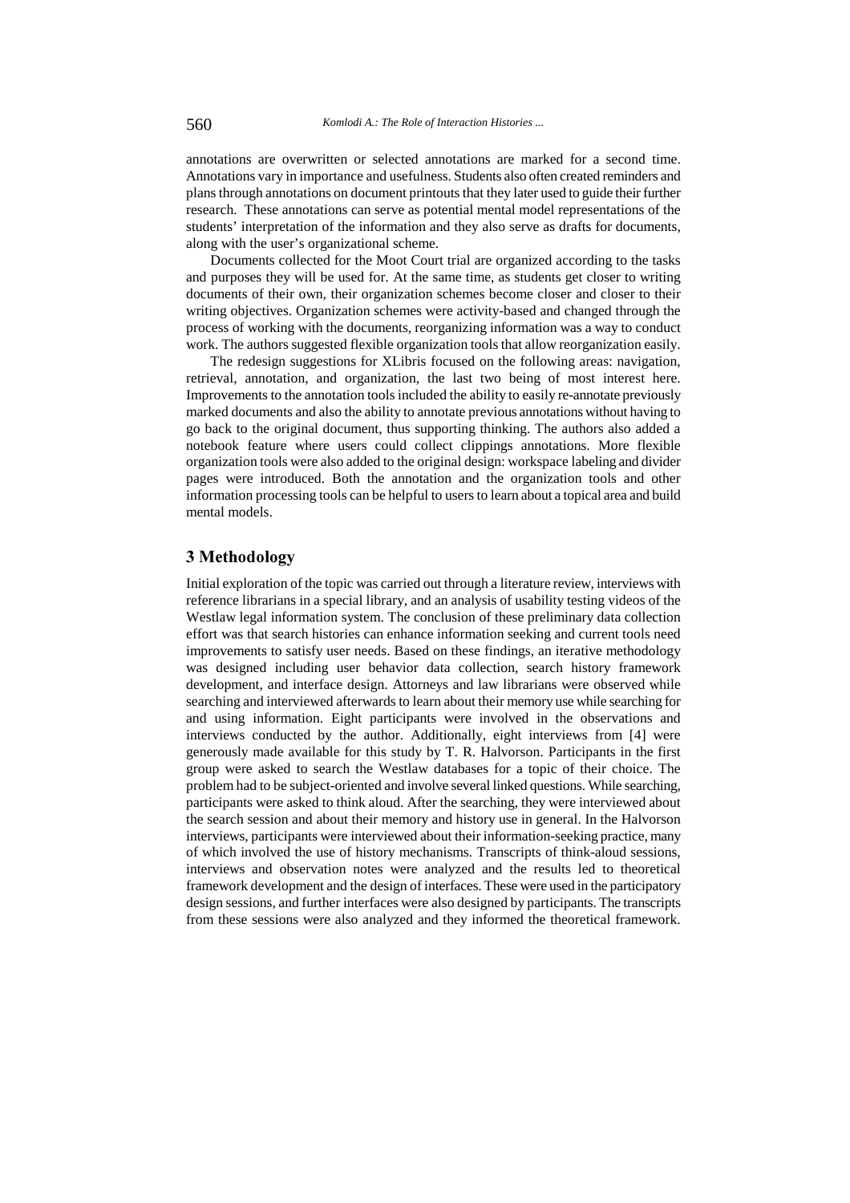annotations are overwritten or selected annotations are marked for a second time. Annotations vary in importance and usefulness. Students also often created reminders and plans through annotations on document printouts that they later used to guide their further research. These annotations can serve as potential mental model representations of the students' interpretation of the information and they also serve as drafts for documents, along with the user's organizational scheme.

Documents collected for the Moot Court trial are organized according to the tasks and purposes they will be used for. At the same time, as students get closer to writing documents of their own, their organization schemes become closer and closer to their writing objectives. Organization schemes were activity-based and changed through the process of working with the documents, reorganizing information was a way to conduct work. The authors suggested flexible organization tools that allow reorganization easily.

The redesign suggestions for XLibris focused on the following areas: navigation, retrieval, annotation, and organization, the last two being of most interest here. Improvements to the annotation tools included the ability to easily re-annotate previously marked documents and also the ability to annotate previous annotations without having to go back to the original document, thus supporting thinking. The authors also added a notebook feature where users could collect clippings annotations. More flexible organization tools were also added to the original design: workspace labeling and divider pages were introduced. Both the annotation and the organization tools and other information processing tools can be helpful to users to learn about a topical area and build mental models.

## 3 Methodology

Initial exploration of the topic was carried out through a literature review, interviews with reference librarians in a special library, and an analysis of usability testing videos of the Westlaw legal information system. The conclusion of these preliminary data collection effort was that search histories can enhance information seeking and current tools need improvements to satisfy user needs. Based on these findings, an iterative methodology was designed including user behavior data collection, search history framework development, and interface design. Attorneys and law librarians were observed while searching and interviewed afterwards to learn about their memory use while searching for and using information. Eight participants were involved in the observations and interviews conducted by the author. Additionally, eight interviews from [4] were generously made available for this study by T. R. Halvorson. Participants in the first group were asked to search the Westlaw databases for a topic of their choice. The problem had to be subject-oriented and involve several linked questions. While searching, participants were asked to think aloud. After the searching, they were interviewed about the search session and about their memory and history use in general. In the Halvorson interviews, participants were interviewed about their information-seeking practice, many of which involved the use of history mechanisms. Transcripts of think-aloud sessions, interviews and observation notes were analyzed and the results led to theoretical framework development and the design of interfaces. These were used in the participatory design sessions, and further interfaces were also designed by participants. The transcripts from these sessions were also analyzed and they informed the theoretical framework.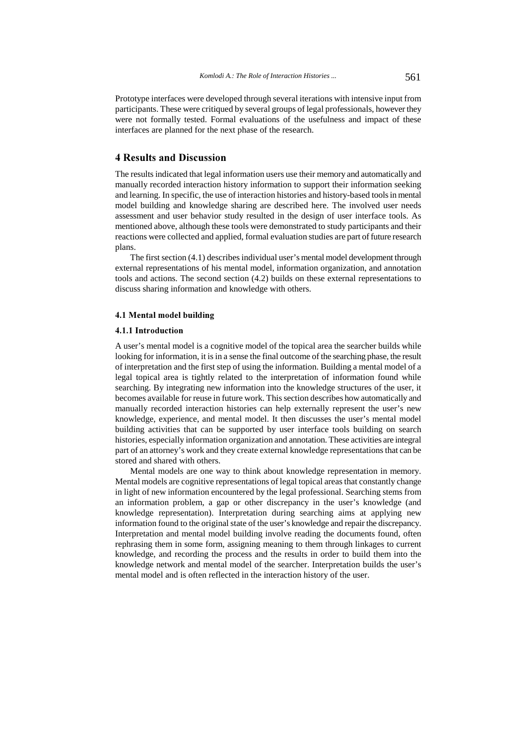Prototype interfaces were developed through several iterations with intensive input from participants. These were critiqued by several groups of legal professionals, however they were not formally tested. Formal evaluations of the usefulness and impact of these interfaces are planned for the next phase of the research.

## 4 Results and Discussion

The results indicated that legal information users use their memory and automatically and manually recorded interaction history information to support their information seeking and learning. In specific, the use of interaction histories and history-based tools in mental model building and knowledge sharing are described here. The involved user needs assessment and user behavior study resulted in the design of user interface tools. As mentioned above, although these tools were demonstrated to study participants and their reactions were collected and applied, formal evaluation studies are part of future research plans.

The first section (4.1) describes individual user's mental model development through external representations of his mental model, information organization, and annotation tools and actions. The second section (4.2) builds on these external representations to discuss sharing information and knowledge with others.

### 4.1 Mental model building

#### 4.1.1 Introduction

A user's mental model is a cognitive model of the topical area the searcher builds while looking for information, it is in a sense the final outcome of the searching phase, the result of interpretation and the first step of using the information. Building a mental model of a legal topical area is tightly related to the interpretation of information found while searching. By integrating new information into the knowledge structures of the user, it becomes available for reuse in future work. This section describes how automatically and manually recorded interaction histories can help externally represent the user's new knowledge, experience, and mental model. It then discusses the user's mental model building activities that can be supported by user interface tools building on search histories, especially information organization and annotation. These activities are integral part of an attorney's work and they create external knowledge representations that can be stored and shared with others.

Mental models are one way to think about knowledge representation in memory. Mental models are cognitive representations of legal topical areas that constantly change in light of new information encountered by the legal professional. Searching stems from an information problem, a gap or other discrepancy in the user's knowledge (and knowledge representation). Interpretation during searching aims at applying new information found to the original state of the user's knowledge and repair the discrepancy. Interpretation and mental model building involve reading the documents found, often rephrasing them in some form, assigning meaning to them through linkages to current knowledge, and recording the process and the results in order to build them into the knowledge network and mental model of the searcher. Interpretation builds the user's mental model and is often reflected in the interaction history of the user.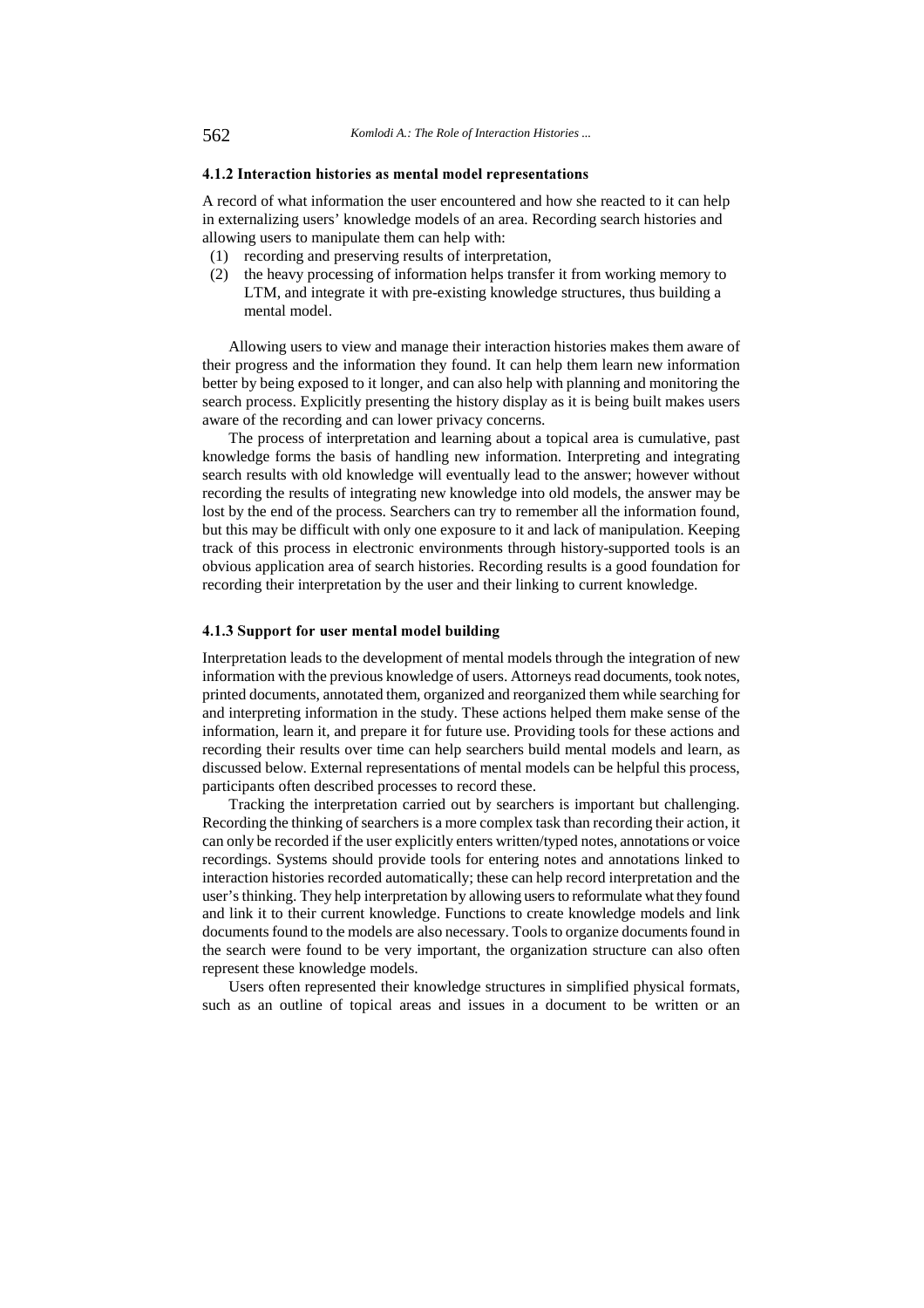#### 4.1.2 Interaction histories as mental model representations

A record of what information the user encountered and how she reacted to it can help in externalizing users' knowledge models of an area. Recording search histories and allowing users to manipulate them can help with:

(1) recording and preserving results of interpretation,

(2) the heavy processing of information helps transfer it from working memory to LTM, and integrate it with pre-existing knowledge structures, thus building a mental model.

Allowing users to view and manage their interaction histories makes them aware of their progress and the information they found. It can help them learn new information better by being exposed to it longer, and can also help with planning and monitoring the search process. Explicitly presenting the history display as it is being built makes users aware of the recording and can lower privacy concerns.

The process of interpretation and learning about a topical area is cumulative, past knowledge forms the basis of handling new information. Interpreting and integrating search results with old knowledge will eventually lead to the answer; however without recording the results of integrating new knowledge into old models, the answer may be lost by the end of the process. Searchers can try to remember all the information found, but this may be difficult with only one exposure to it and lack of manipulation. Keeping track of this process in electronic environments through history-supported tools is an obvious application area of search histories. Recording results is a good foundation for recording their interpretation by the user and their linking to current knowledge.

#### 4.1.3 Support for user mental model building

Interpretation leads to the development of mental models through the integration of new information with the previous knowledge of users. Attorneys read documents, took notes, printed documents, annotated them, organized and reorganized them while searching for and interpreting information in the study. These actions helped them make sense of the information, learn it, and prepare it for future use. Providing tools for these actions and recording their results over time can help searchers build mental models and learn, as discussed below. External representations of mental models can be helpful this process, participants often described processes to record these.

Tracking the interpretation carried out by searchers is important but challenging. Recording the thinking of searchers is a more complex task than recording their action, it can only be recorded if the user explicitly enters written/typed notes, annotations or voice recordings. Systems should provide tools for entering notes and annotations linked to interaction histories recorded automatically; these can help record interpretation and the user's thinking. They help interpretation by allowing users to reformulate what they found and link it to their current knowledge. Functions to create knowledge models and link documents found to the models are also necessary. Tools to organize documents found in the search were found to be very important, the organization structure can also often represent these knowledge models.

Users often represented their knowledge structures in simplified physical formats, such as an outline of topical areas and issues in a document to be written or an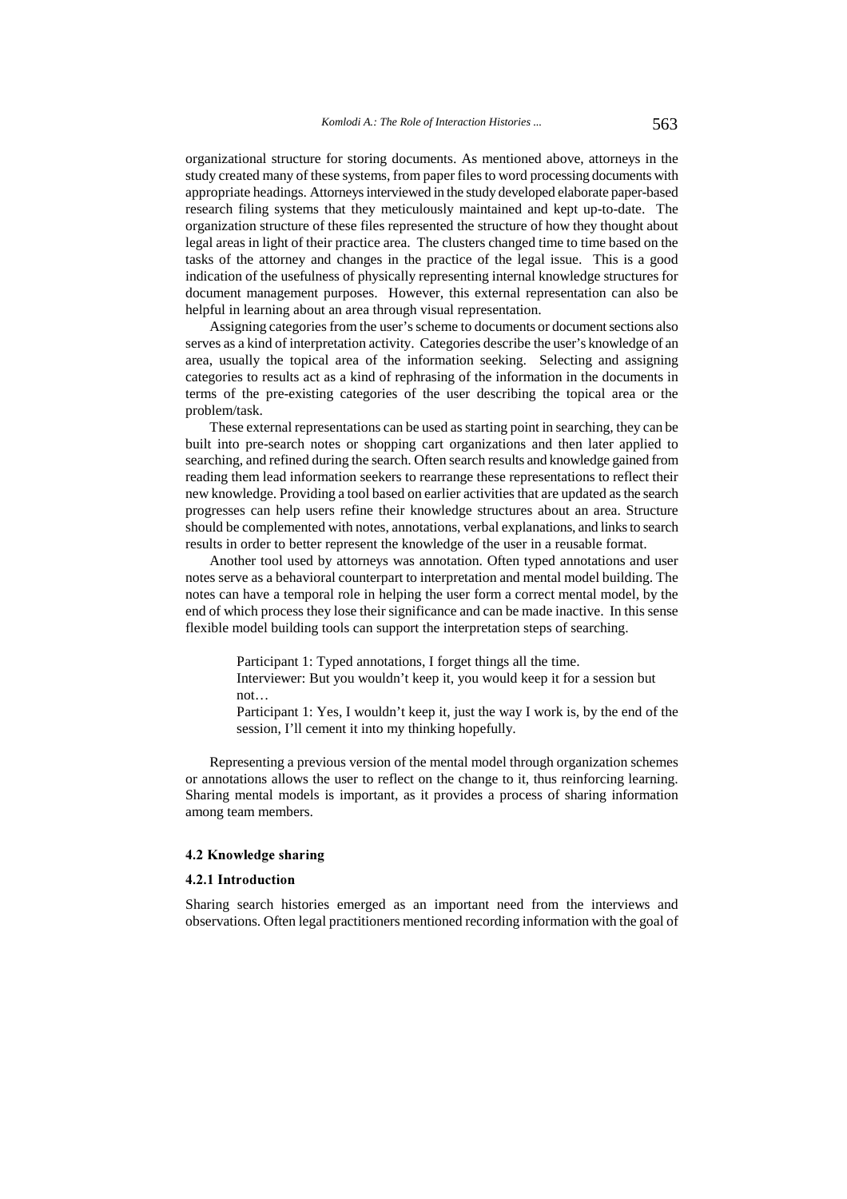organizational structure for storing documents. As mentioned above, attorneys in the study created many of these systems, from paper files to word processing documents with appropriate headings. Attorneys interviewed in the study developed elaborate paper-based research filing systems that they meticulously maintained and kept up-to-date. The organization structure of these files represented the structure of how they thought about legal areas in light of their practice area. The clusters changed time to time based on the tasks of the attorney and changes in the practice of the legal issue. This is a good indication of the usefulness of physically representing internal knowledge structures for document management purposes. However, this external representation can also be helpful in learning about an area through visual representation.

Assigning categories from the user's scheme to documents or document sections also serves as a kind of interpretation activity. Categories describe the user's knowledge of an area, usually the topical area of the information seeking. Selecting and assigning categories to results act as a kind of rephrasing of the information in the documents in terms of the pre-existing categories of the user describing the topical area or the problem/task.

These external representations can be used as starting point in searching, they can be built into pre-search notes or shopping cart organizations and then later applied to searching, and refined during the search. Often search results and knowledge gained from reading them lead information seekers to rearrange these representations to reflect their new knowledge. Providing a tool based on earlier activities that are updated as the search progresses can help users refine their knowledge structures about an area. Structure should be complemented with notes, annotations, verbal explanations, and links to search results in order to better represent the knowledge of the user in a reusable format.

Another tool used by attorneys was annotation. Often typed annotations and user notes serve as a behavioral counterpart to interpretation and mental model building. The notes can have a temporal role in helping the user form a correct mental model, by the end of which process they lose their significance and can be made inactive. In this sense flexible model building tools can support the interpretation steps of searching.

> Participant 1: Typed annotations, I forget things all the time.
>
> Interviewer: But you wouldn't keep it, you would keep it for a session but not…
>
> Participant 1: Yes, I wouldn't keep it, just the way I work is, by the end of the session, I'll cement it into my thinking hopefully.

Representing a previous version of the mental model through organization schemes or annotations allows the user to reflect on the change to it, thus reinforcing learning. Sharing mental models is important, as it provides a process of sharing information among team members.

### 4.2 Knowledge sharing

#### 4.2.1 Introduction

Sharing search histories emerged as an important need from the interviews and observations. Often legal practitioners mentioned recording information with the goal of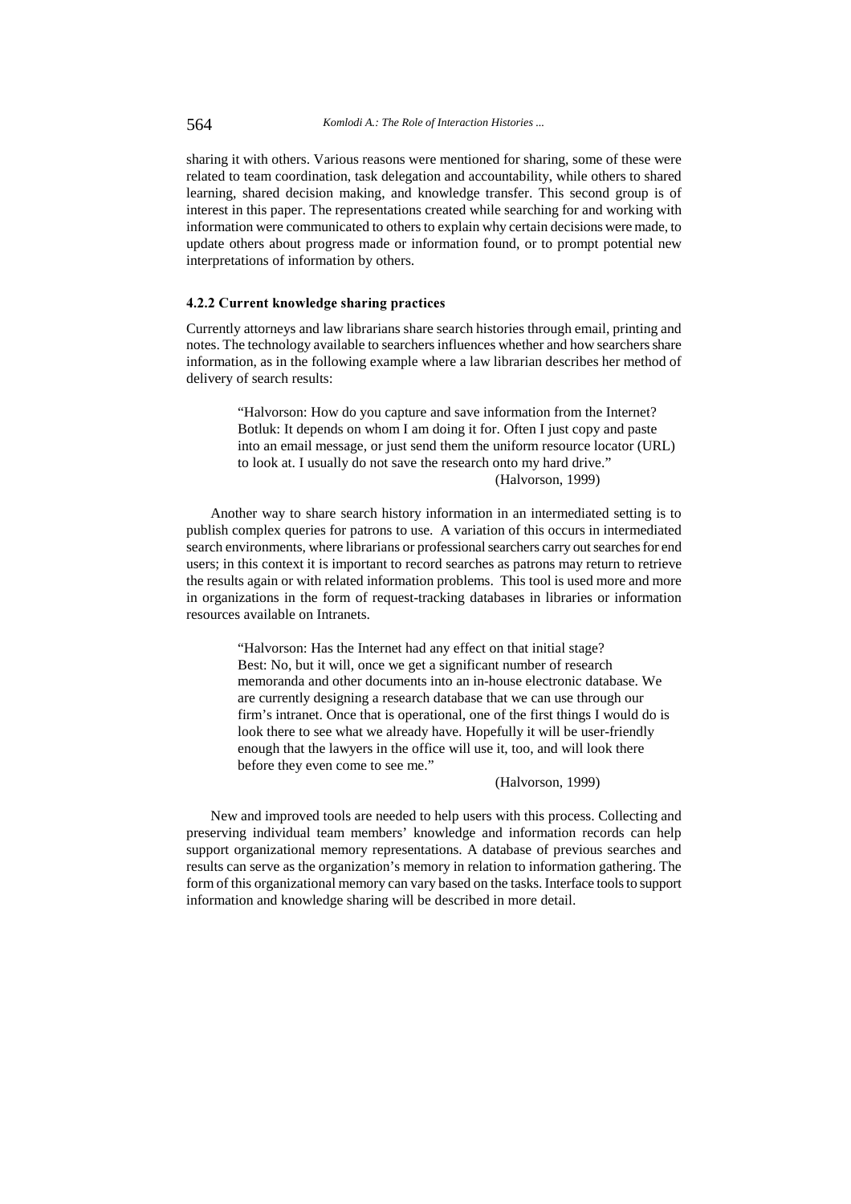sharing it with others. Various reasons were mentioned for sharing, some of these were related to team coordination, task delegation and accountability, while others to shared learning, shared decision making, and knowledge transfer. This second group is of interest in this paper. The representations created while searching for and working with information were communicated to others to explain why certain decisions were made, to update others about progress made or information found, or to prompt potential new interpretations of information by others.

### 4.2.2 Current knowledge sharing practices

Currently attorneys and law librarians share search histories through email, printing and notes. The technology available to searchers influences whether and how searchers share information, as in the following example where a law librarian describes her method of delivery of search results:

> "Halvorson: How do you capture and save information from the Internet?
> Botluk: It depends on whom I am doing it for. Often I just copy and paste into an email message, or just send them the uniform resource locator (URL) to look at. I usually do not save the research onto my hard drive."
> (Halvorson, 1999)

Another way to share search history information in an intermediated setting is to publish complex queries for patrons to use. A variation of this occurs in intermediated search environments, where librarians or professional searchers carry out searches for end users; in this context it is important to record searches as patrons may return to retrieve the results again or with related information problems. This tool is used more and more in organizations in the form of request-tracking databases in libraries or information resources available on Intranets.

> "Halvorson: Has the Internet had any effect on that initial stage?
> Best: No, but it will, once we get a significant number of research memoranda and other documents into an in-house electronic database. We are currently designing a research database that we can use through our firm's intranet. Once that is operational, one of the first things I would do is look there to see what we already have. Hopefully it will be user-friendly enough that the lawyers in the office will use it, too, and will look there before they even come to see me."
> (Halvorson, 1999)

New and improved tools are needed to help users with this process. Collecting and preserving individual team members' knowledge and information records can help support organizational memory representations. A database of previous searches and results can serve as the organization's memory in relation to information gathering. The form of this organizational memory can vary based on the tasks. Interface tools to support information and knowledge sharing will be described in more detail.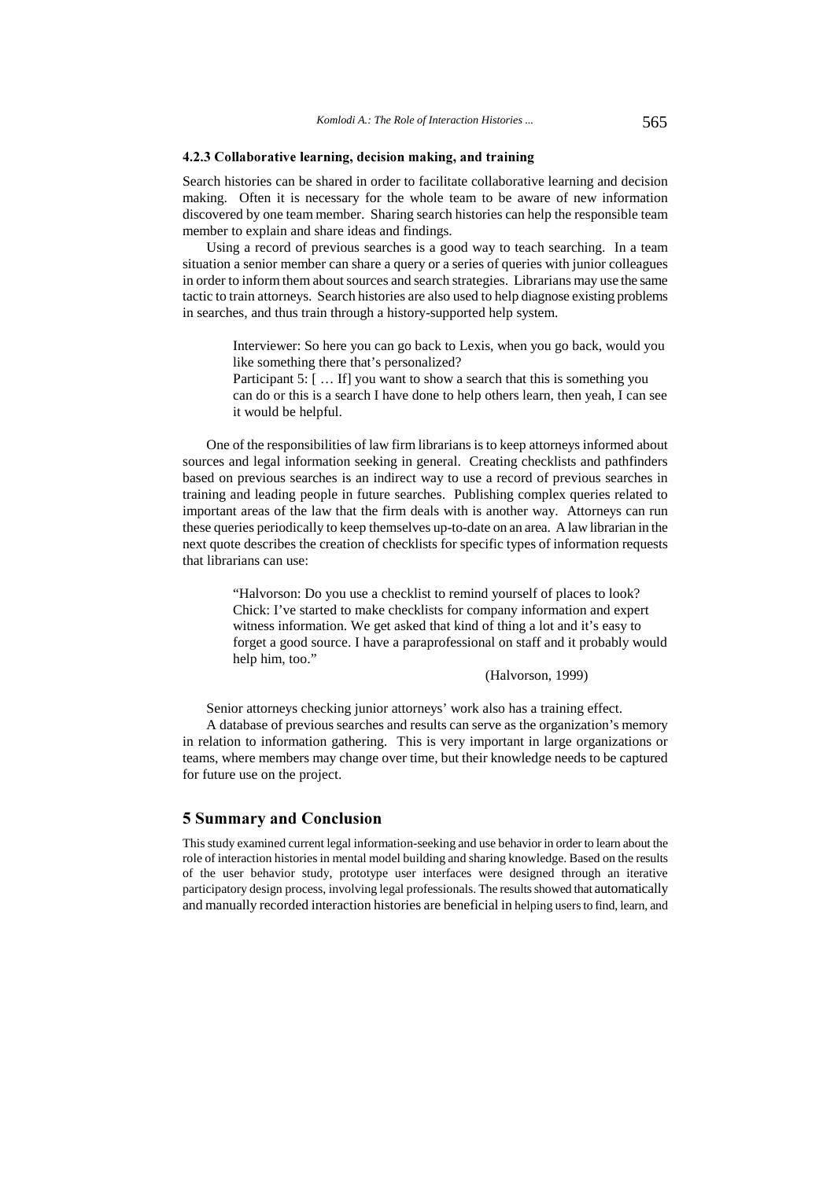### 4.2.3 Collaborative learning, decision making, and training

Search histories can be shared in order to facilitate collaborative learning and decision making. Often it is necessary for the whole team to be aware of new information discovered by one team member. Sharing search histories can help the responsible team member to explain and share ideas and findings.

Using a record of previous searches is a good way to teach searching. In a team situation a senior member can share a query or a series of queries with junior colleagues in order to inform them about sources and search strategies. Librarians may use the same tactic to train attorneys. Search histories are also used to help diagnose existing problems in searches, and thus train through a history-supported help system.

> Interviewer: So here you can go back to Lexis, when you go back, would you like something there that's personalized?
> Participant 5: [ … If] you want to show a search that this is something you can do or this is a search I have done to help others learn, then yeah, I can see it would be helpful.

One of the responsibilities of law firm librarians is to keep attorneys informed about sources and legal information seeking in general. Creating checklists and pathfinders based on previous searches is an indirect way to use a record of previous searches in training and leading people in future searches. Publishing complex queries related to important areas of the law that the firm deals with is another way. Attorneys can run these queries periodically to keep themselves up-to-date on an area. A law librarian in the next quote describes the creation of checklists for specific types of information requests that librarians can use:

> "Halvorson: Do you use a checklist to remind yourself of places to look?
> Chick: I've started to make checklists for company information and expert witness information. We get asked that kind of thing a lot and it's easy to forget a good source. I have a paraprofessional on staff and it probably would help him, too."
>
> (Halvorson, 1999)

Senior attorneys checking junior attorneys' work also has a training effect.

A database of previous searches and results can serve as the organization's memory in relation to information gathering. This is very important in large organizations or teams, where members may change over time, but their knowledge needs to be captured for future use on the project.

## 5 Summary and Conclusion

This study examined current legal information-seeking and use behavior in order to learn about the role of interaction histories in mental model building and sharing knowledge. Based on the results of the user behavior study, prototype user interfaces were designed through an iterative participatory design process, involving legal professionals. The results showed that automatically and manually recorded interaction histories are beneficial in helping users to find, learn, and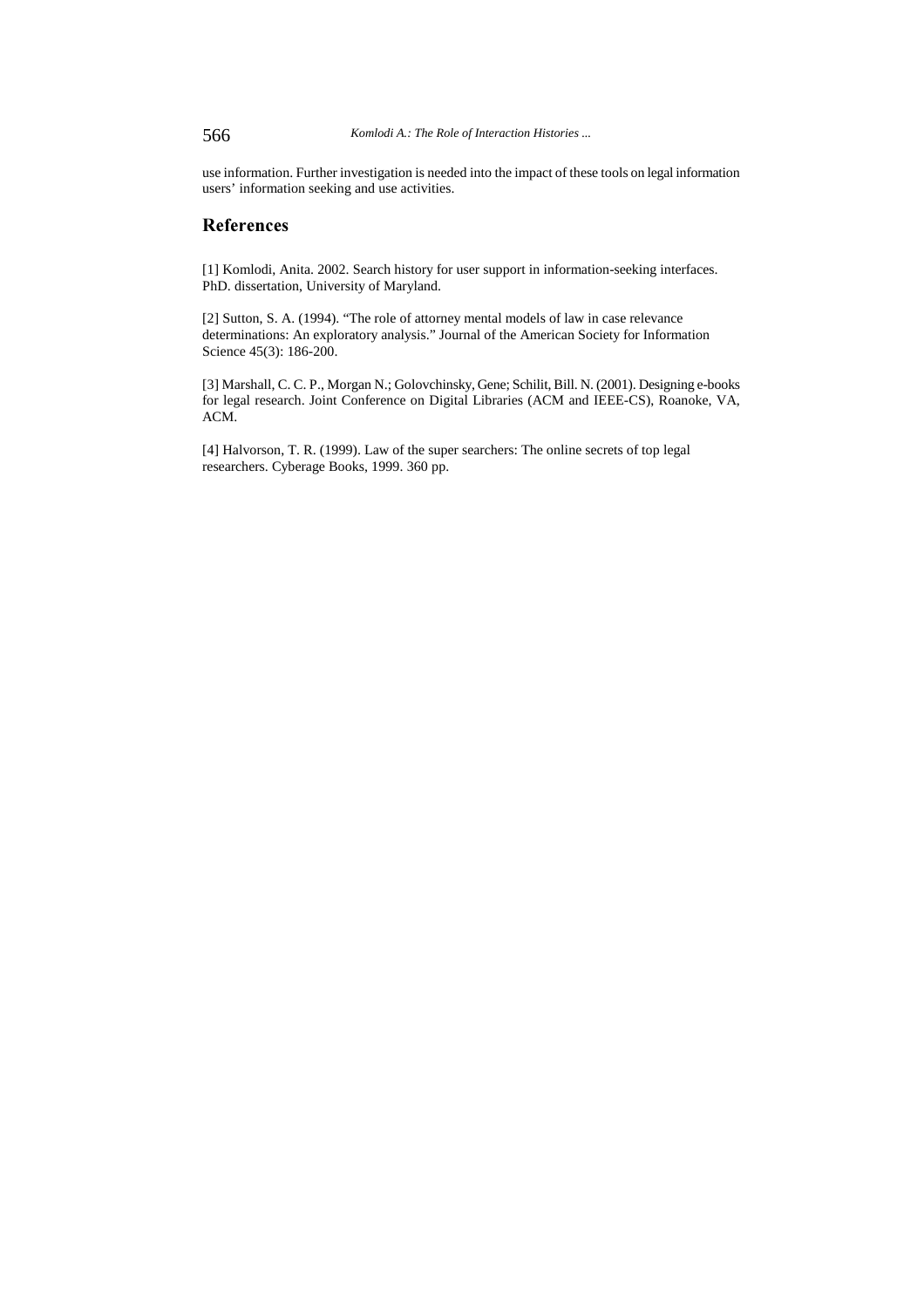use information. Further investigation is needed into the impact of these tools on legal information users' information seeking and use activities.

## References

[1] Komlodi, Anita. 2002. Search history for user support in information-seeking interfaces. PhD. dissertation, University of Maryland.

[2] Sutton, S. A. (1994). "The role of attorney mental models of law in case relevance determinations: An exploratory analysis." Journal of the American Society for Information Science 45(3): 186-200.

[3] Marshall, C. C. P., Morgan N.; Golovchinsky, Gene; Schilit, Bill. N. (2001). Designing e-books for legal research. Joint Conference on Digital Libraries (ACM and IEEE-CS), Roanoke, VA, ACM.

[4] Halvorson, T. R. (1999). Law of the super searchers: The online secrets of top legal researchers. Cyberage Books, 1999. 360 pp.